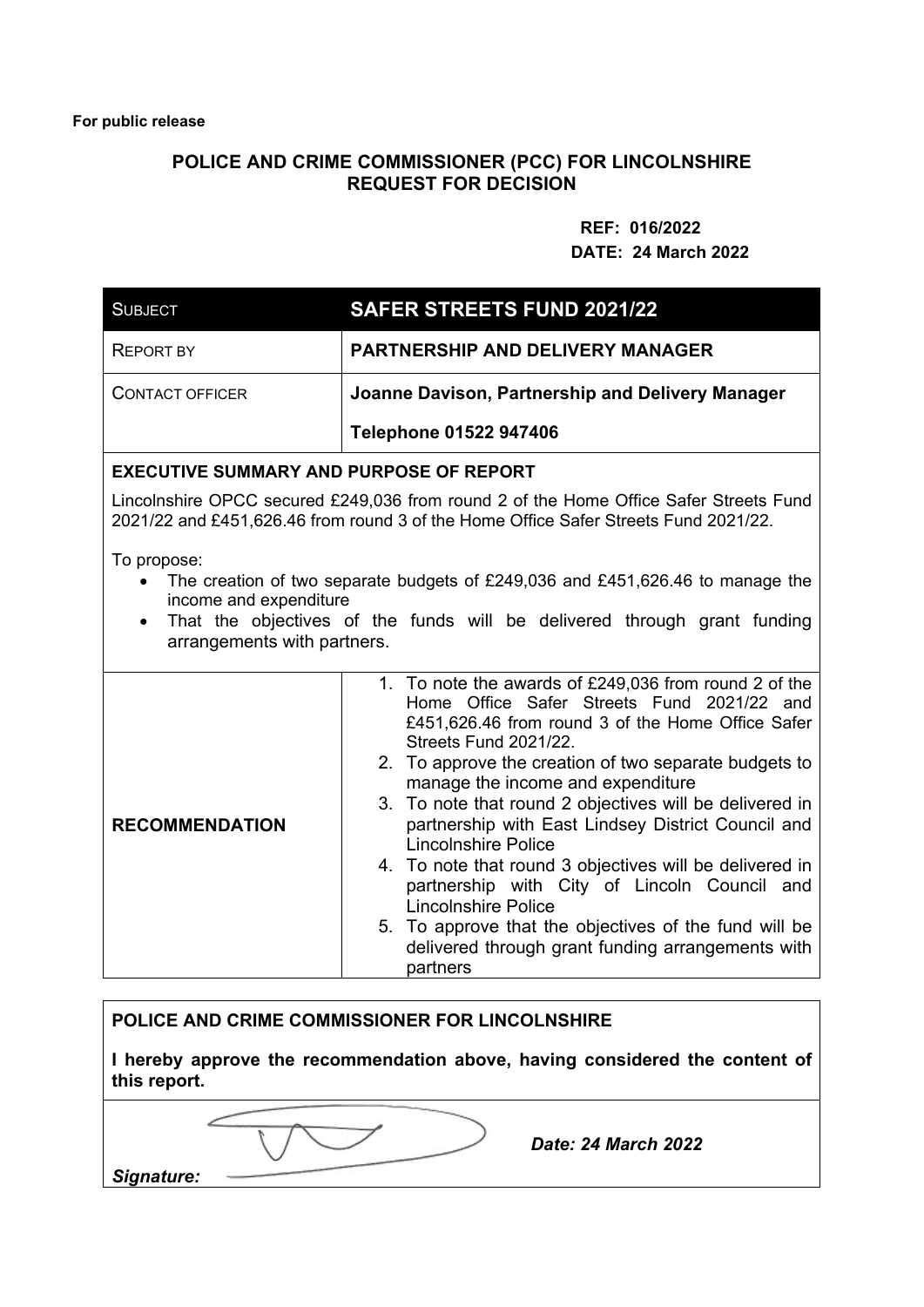**For public release**

## POLICE AND CRIME COMMISSIONER (PCC) FOR LINCOLNSHIRE REQUEST FOR DECISION

**REF: 016/2022**

**DATE: 24 March 2022**

| SUBJECT | **SAFER STREETS FUND 2021/22** |
|---|---|
| REPORT BY | **PARTNERSHIP AND DELIVERY MANAGER** |
| CONTACT OFFICER | **Joanne Davison, Partnership and Delivery Manager**<br>**Telephone 01522 947406** |

**EXECUTIVE SUMMARY AND PURPOSE OF REPORT**

Lincolnshire OPCC secured £249,036 from round 2 of the Home Office Safer Streets Fund 2021/22 and £451,626.46 from round 3 of the Home Office Safer Streets Fund 2021/22.

To propose:

- The creation of two separate budgets of £249,036 and £451,626.46 to manage the income and expenditure
- That the objectives of the funds will be delivered through grant funding arrangements with partners.

| **RECOMMENDATION** | 1. To note the awards of £249,036 from round 2 of the Home Office Safer Streets Fund 2021/22 and £451,626.46 from round 3 of the Home Office Safer Streets Fund 2021/22.<br>2. To approve the creation of two separate budgets to manage the income and expenditure<br>3. To note that round 2 objectives will be delivered in partnership with East Lindsey District Council and Lincolnshire Police<br>4. To note that round 3 objectives will be delivered in partnership with City of Lincoln Council and Lincolnshire Police<br>5. To approve that the objectives of the fund will be delivered through grant funding arrangements with partners |
|---|---|

**POLICE AND CRIME COMMISSIONER FOR LINCOLNSHIRE**

**I hereby approve the recommendation above, having considered the content of this report.**

***Signature:*** ***Date: 24 March 2022***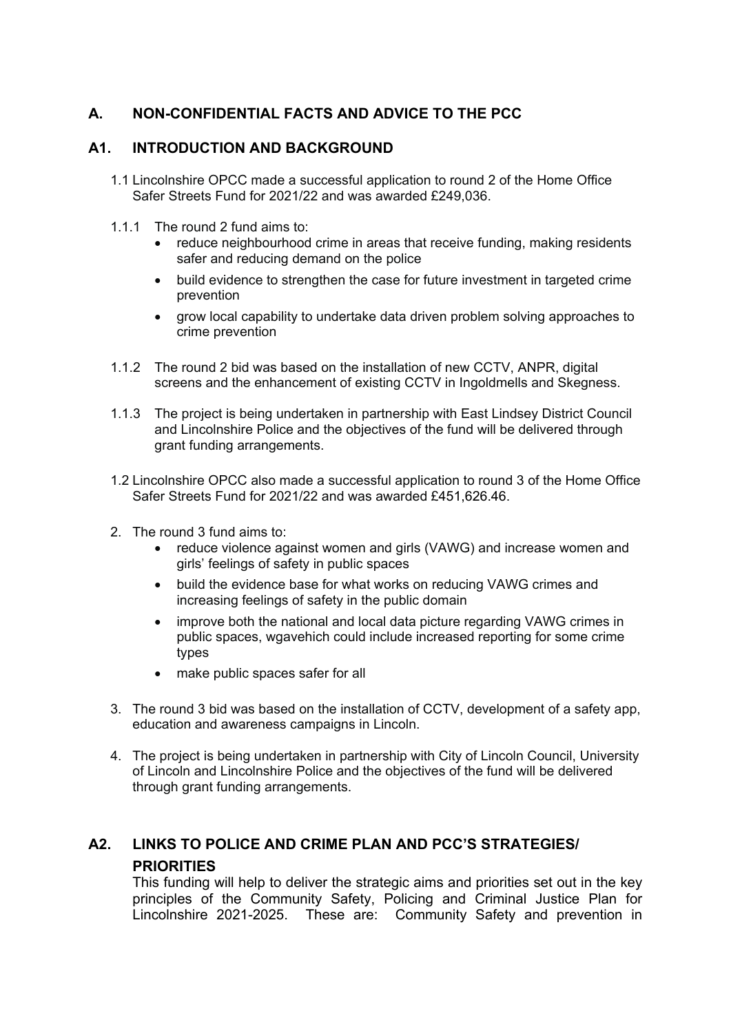## A. NON-CONFIDENTIAL FACTS AND ADVICE TO THE PCC

## A1. INTRODUCTION AND BACKGROUND

1.1 Lincolnshire OPCC made a successful application to round 2 of the Home Office Safer Streets Fund for 2021/22 and was awarded £249,036.

1.1.1 The round 2 fund aims to:

- reduce neighbourhood crime in areas that receive funding, making residents safer and reducing demand on the police
- build evidence to strengthen the case for future investment in targeted crime prevention
- grow local capability to undertake data driven problem solving approaches to crime prevention

1.1.2 The round 2 bid was based on the installation of new CCTV, ANPR, digital screens and the enhancement of existing CCTV in Ingoldmells and Skegness.

1.1.3 The project is being undertaken in partnership with East Lindsey District Council and Lincolnshire Police and the objectives of the fund will be delivered through grant funding arrangements.

1.2 Lincolnshire OPCC also made a successful application to round 3 of the Home Office Safer Streets Fund for 2021/22 and was awarded £451,626.46.

2. The round 3 fund aims to:
   - reduce violence against women and girls (VAWG) and increase women and girls' feelings of safety in public spaces
   - build the evidence base for what works on reducing VAWG crimes and increasing feelings of safety in the public domain
   - improve both the national and local data picture regarding VAWG crimes in public spaces, wgavehich could include increased reporting for some crime types
   - make public spaces safer for all

3. The round 3 bid was based on the installation of CCTV, development of a safety app, education and awareness campaigns in Lincoln.

4. The project is being undertaken in partnership with City of Lincoln Council, University of Lincoln and Lincolnshire Police and the objectives of the fund will be delivered through grant funding arrangements.

## A2. LINKS TO POLICE AND CRIME PLAN AND PCC'S STRATEGIES/ PRIORITIES

This funding will help to deliver the strategic aims and priorities set out in the key principles of the Community Safety, Policing and Criminal Justice Plan for Lincolnshire 2021-2025. These are: Community Safety and prevention in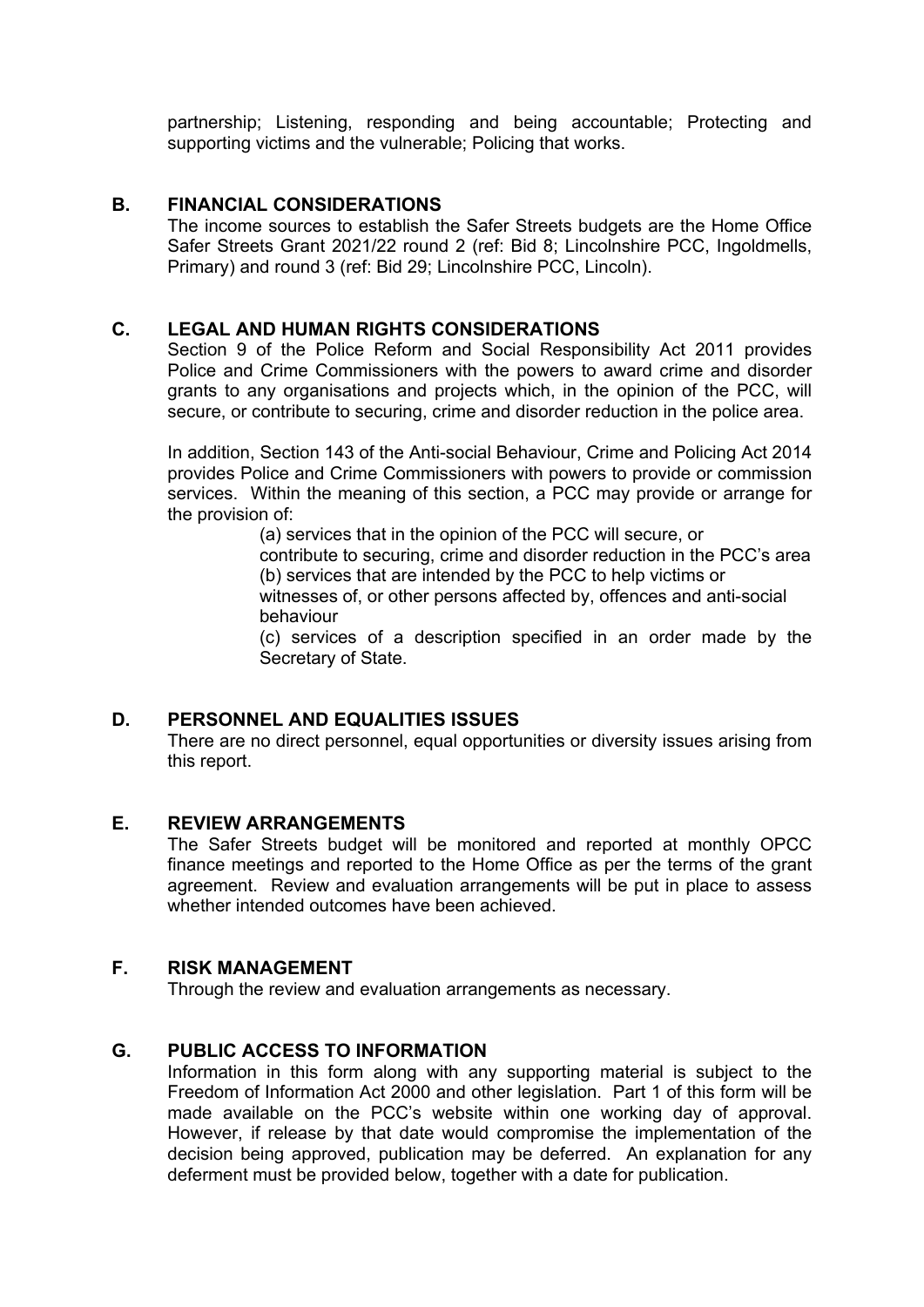partnership; Listening, responding and being accountable; Protecting and supporting victims and the vulnerable; Policing that works.

## B. FINANCIAL CONSIDERATIONS

The income sources to establish the Safer Streets budgets are the Home Office Safer Streets Grant 2021/22 round 2 (ref: Bid 8; Lincolnshire PCC, Ingoldmells, Primary) and round 3 (ref: Bid 29; Lincolnshire PCC, Lincoln).

## C. LEGAL AND HUMAN RIGHTS CONSIDERATIONS

Section 9 of the Police Reform and Social Responsibility Act 2011 provides Police and Crime Commissioners with the powers to award crime and disorder grants to any organisations and projects which, in the opinion of the PCC, will secure, or contribute to securing, crime and disorder reduction in the police area.

In addition, Section 143 of the Anti-social Behaviour, Crime and Policing Act 2014 provides Police and Crime Commissioners with powers to provide or commission services. Within the meaning of this section, a PCC may provide or arrange for the provision of:

(a) services that in the opinion of the PCC will secure, or contribute to securing, crime and disorder reduction in the PCC's area
(b) services that are intended by the PCC to help victims or witnesses of, or other persons affected by, offences and anti-social behaviour
(c) services of a description specified in an order made by the Secretary of State.

## D. PERSONNEL AND EQUALITIES ISSUES

There are no direct personnel, equal opportunities or diversity issues arising from this report.

## E. REVIEW ARRANGEMENTS

The Safer Streets budget will be monitored and reported at monthly OPCC finance meetings and reported to the Home Office as per the terms of the grant agreement. Review and evaluation arrangements will be put in place to assess whether intended outcomes have been achieved.

## F. RISK MANAGEMENT

Through the review and evaluation arrangements as necessary.

## G. PUBLIC ACCESS TO INFORMATION

Information in this form along with any supporting material is subject to the Freedom of Information Act 2000 and other legislation. Part 1 of this form will be made available on the PCC's website within one working day of approval. However, if release by that date would compromise the implementation of the decision being approved, publication may be deferred. An explanation for any deferment must be provided below, together with a date for publication.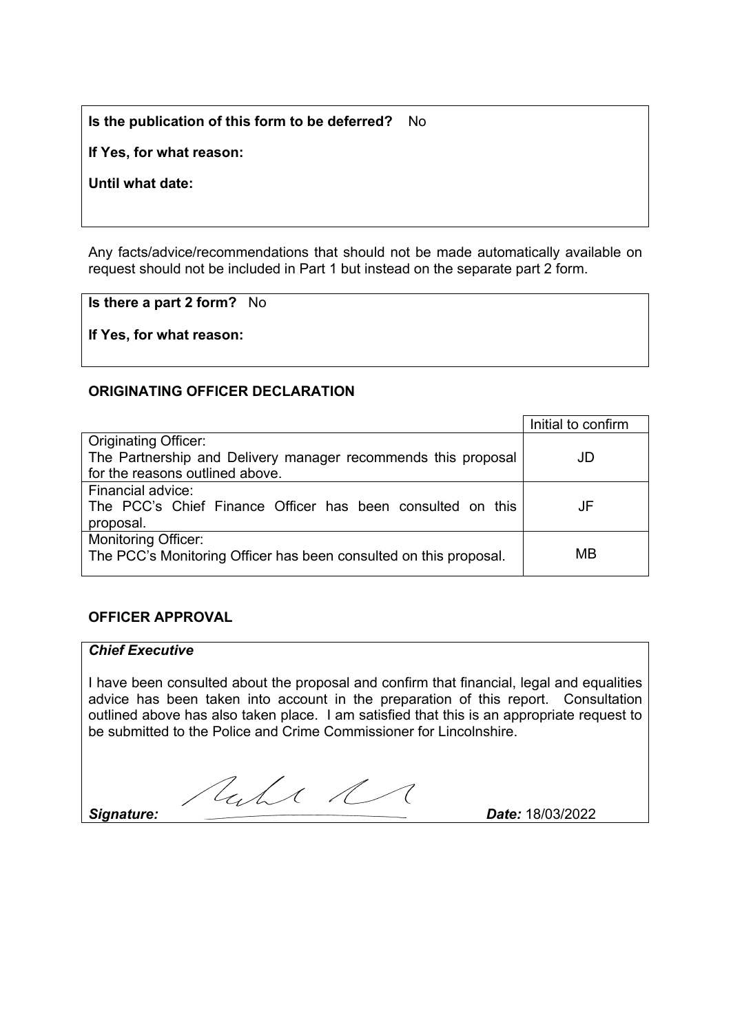**Is the publication of this form to be deferred?** No

**If Yes, for what reason:**

**Until what date:**

Any facts/advice/recommendations that should not be made automatically available on request should not be included in Part 1 but instead on the separate part 2 form.

**Is there a part 2 form?** No

**If Yes, for what reason:**

## ORIGINATING OFFICER DECLARATION

| | Initial to confirm |
|---|---|
| Originating Officer: The Partnership and Delivery manager recommends this proposal for the reasons outlined above. | JD |
| Financial advice: The PCC's Chief Finance Officer has been consulted on this proposal. | JF |
| Monitoring Officer: The PCC's Monitoring Officer has been consulted on this proposal. | MB |

## OFFICER APPROVAL

***Chief Executive***

I have been consulted about the proposal and confirm that financial, legal and equalities advice has been taken into account in the preparation of this report. Consultation outlined above has also taken place. I am satisfied that this is an appropriate request to be submitted to the Police and Crime Commissioner for Lincolnshire.

***Signature:*** ______________________ ***Date:*** 18/03/2022